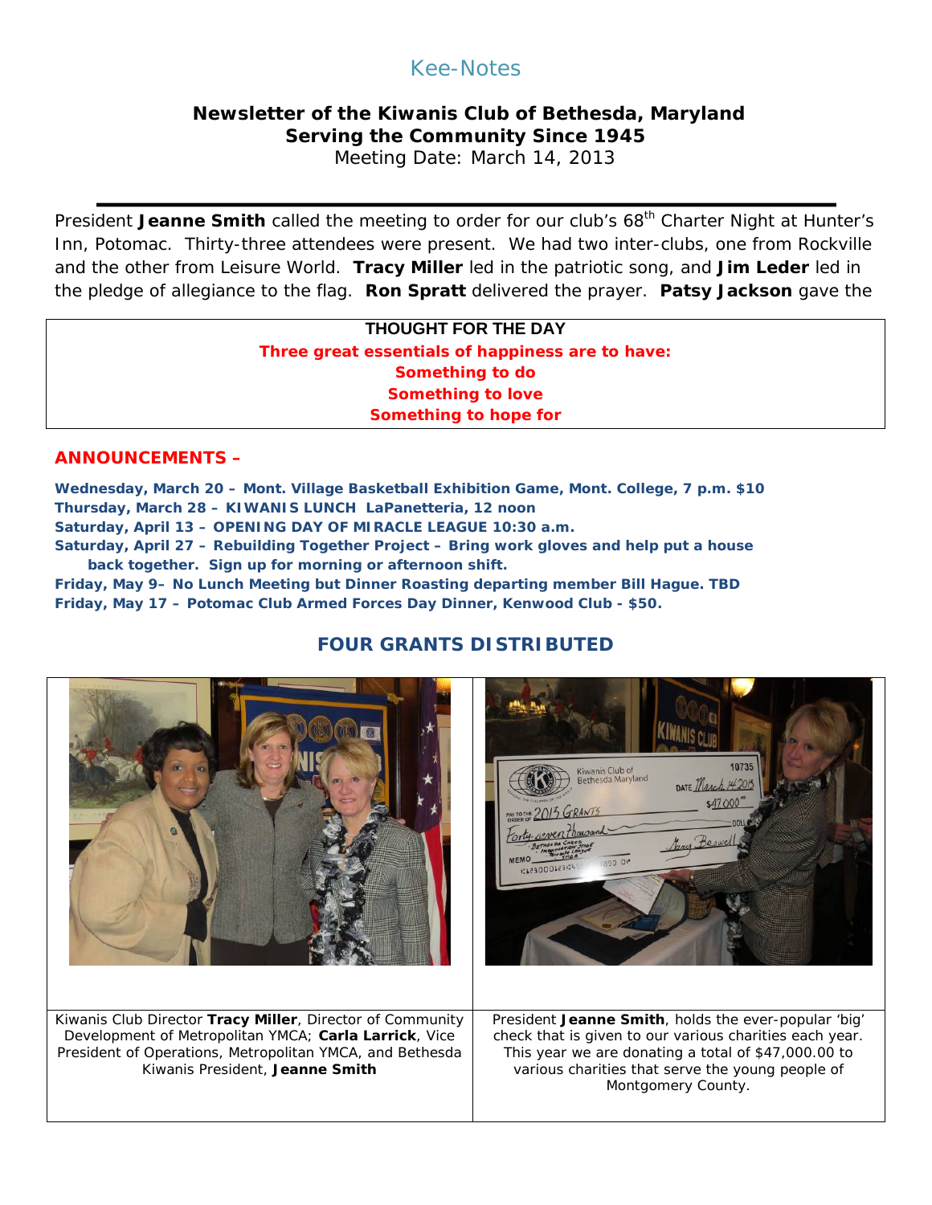# Kee-Notes

**Newsletter of the Kiwanis Club of Bethesda, Maryland**
**Serving the Community Since 1945**
Meeting Date: March 14, 2013

President **Jeanne Smith** called the meeting to order for our club's 68th Charter Night at Hunter's Inn, Potomac. Thirty-three attendees were present. We had two inter-clubs, one from Rockville and the other from Leisure World. **Tracy Miller** led in the patriotic song, and **Jim Leder** led in the pledge of allegiance to the flag. **Ron Spratt** delivered the prayer. **Patsy Jackson** gave the

**THOUGHT FOR THE DAY**

**Three great essentials of happiness are to have:**
**Something to do**
**Something to love**
**Something to hope for**

## ANNOUNCEMENTS –

**Wednesday, March 20 – Mont. Village Basketball Exhibition Game, Mont. College, 7 p.m. $10**
**Thursday, March 28 – KIWANIS LUNCH LaPanetteria, 12 noon**
**Saturday, April 13 – OPENING DAY OF MIRACLE LEAGUE 10:30 a.m.**
**Saturday, April 27 – Rebuilding Together Project – Bring work gloves and help put a house back together. Sign up for morning or afternoon shift.**
**Friday, May 9– No Lunch Meeting but Dinner Roasting departing member Bill Hague. TBD**
**Friday, May 17 – Potomac Club Armed Forces Day Dinner, Kenwood Club - $50.**

## FOUR GRANTS DISTRIBUTED

Kiwanis Club Director **Tracy Miller**, Director of Community Development of Metropolitan YMCA; **Carla Larrick**, Vice President of Operations, Metropolitan YMCA, and Bethesda Kiwanis President, **Jeanne Smith**

President **Jeanne Smith**, holds the ever-popular 'big' check that is given to our various charities each year. This year we are donating a total of $47,000.00 to various charities that serve the young people of Montgomery County.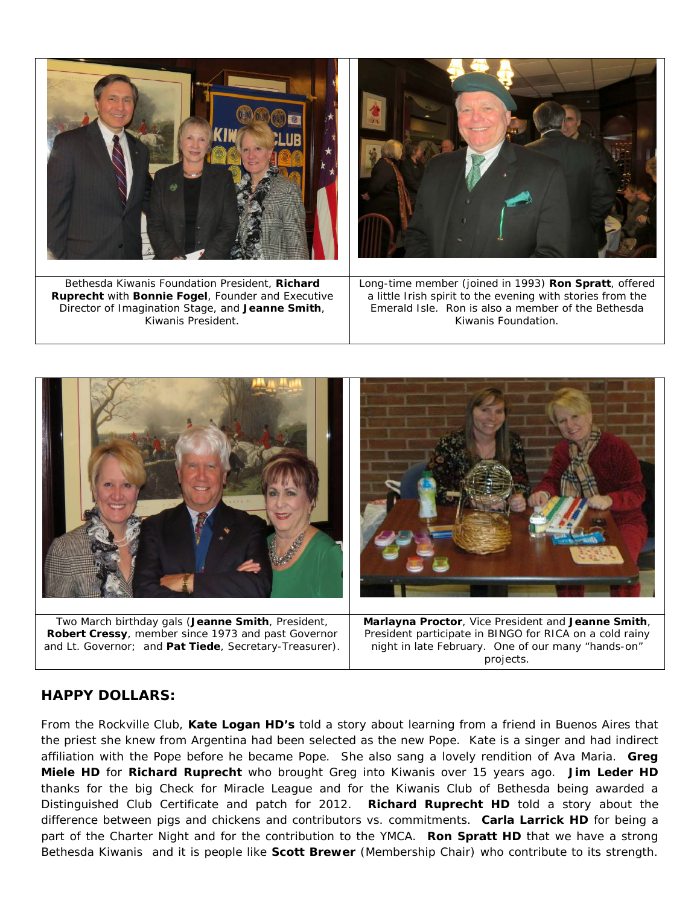Bethesda Kiwanis Foundation President, **Richard Ruprecht** with **Bonnie Fogel**, Founder and Executive Director of Imagination Stage, and **Jeanne Smith**, Kiwanis President.

Long-time member (joined in 1993) **Ron Spratt**, offered a little Irish spirit to the evening with stories from the Emerald Isle. Ron is also a member of the Bethesda Kiwanis Foundation.

Two March birthday gals (**Jeanne Smith**, President, **Robert Cressy**, member since 1973 and past Governor and Lt. Governor; and **Pat Tiede**, Secretary-Treasurer).

**Marlayna Proctor**, Vice President and **Jeanne Smith**, President participate in BINGO for RICA on a cold rainy night in late February. One of our many "hands-on" projects.

## HAPPY DOLLARS:

From the Rockville Club, **Kate Logan HD's** told a story about learning from a friend in Buenos Aires that the priest she knew from Argentina had been selected as the new Pope. Kate is a singer and had indirect affiliation with the Pope before he became Pope. She also sang a lovely rendition of Ava Maria. **Greg Miele HD** for **Richard Ruprecht** who brought Greg into Kiwanis over 15 years ago. **Jim Leder HD** thanks for the big Check for Miracle League and for the Kiwanis Club of Bethesda being awarded a Distinguished Club Certificate and patch for 2012. **Richard Ruprecht HD** told a story about the difference between pigs and chickens and contributors vs. commitments. **Carla Larrick HD** for being a part of the Charter Night and for the contribution to the YMCA. **Ron Spratt HD** that we have a strong Bethesda Kiwanis and it is people like **Scott Brewer** (Membership Chair) who contribute to its strength.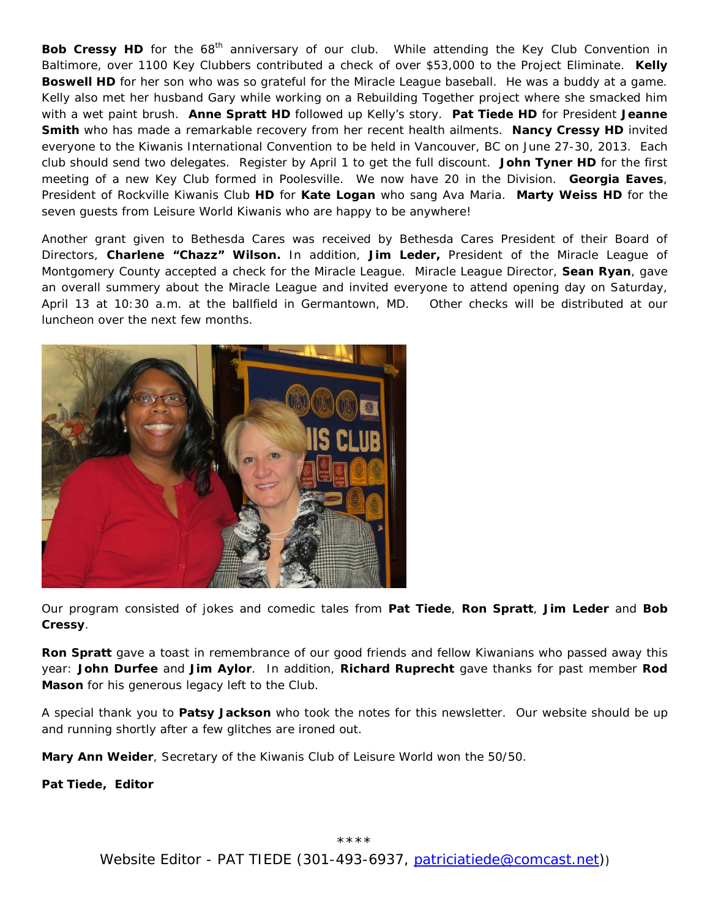**Bob Cressy HD** for the 68th anniversary of our club. While attending the Key Club Convention in Baltimore, over 1100 Key Clubbers contributed a check of over $53,000 to the Project Eliminate. **Kelly Boswell HD** for her son who was so grateful for the Miracle League baseball. He was a buddy at a game. Kelly also met her husband Gary while working on a Rebuilding Together project where she smacked him with a wet paint brush. **Anne Spratt HD** followed up Kelly's story. **Pat Tiede HD** for President **Jeanne Smith** who has made a remarkable recovery from her recent health ailments. **Nancy Cressy HD** invited everyone to the Kiwanis International Convention to be held in Vancouver, BC on June 27-30, 2013. Each club should send two delegates. Register by April 1 to get the full discount. **John Tyner HD** for the first meeting of a new Key Club formed in Poolesville. We now have 20 in the Division. **Georgia Eaves**, President of Rockville Kiwanis Club **HD** for **Kate Logan** who sang Ava Maria. **Marty Weiss HD** for the seven guests from Leisure World Kiwanis who are happy to be anywhere!

Another grant given to Bethesda Cares was received by Bethesda Cares President of their Board of Directors, **Charlene "Chazz" Wilson.** In addition, **Jim Leder,** President of the Miracle League of Montgomery County accepted a check for the Miracle League. Miracle League Director, **Sean Ryan**, gave an overall summery about the Miracle League and invited everyone to attend opening day on Saturday, April 13 at 10:30 a.m. at the ballfield in Germantown, MD. Other checks will be distributed at our luncheon over the next few months.

Our program consisted of jokes and comedic tales from **Pat Tiede**, **Ron Spratt**, **Jim Leder** and **Bob Cressy**.

**Ron Spratt** gave a toast in remembrance of our good friends and fellow Kiwanians who passed away this year: **John Durfee** and **Jim Aylor**. In addition, **Richard Ruprecht** gave thanks for past member **Rod Mason** for his generous legacy left to the Club.

A special thank you to **Patsy Jackson** who took the notes for this newsletter. Our website should be up and running shortly after a few glitches are ironed out.

**Mary Ann Weider**, Secretary of the Kiwanis Club of Leisure World won the 50/50.

**Pat Tiede, Editor**

****

Website Editor - PAT TIEDE (301-493-6937, patriciatiede@comcast.net))